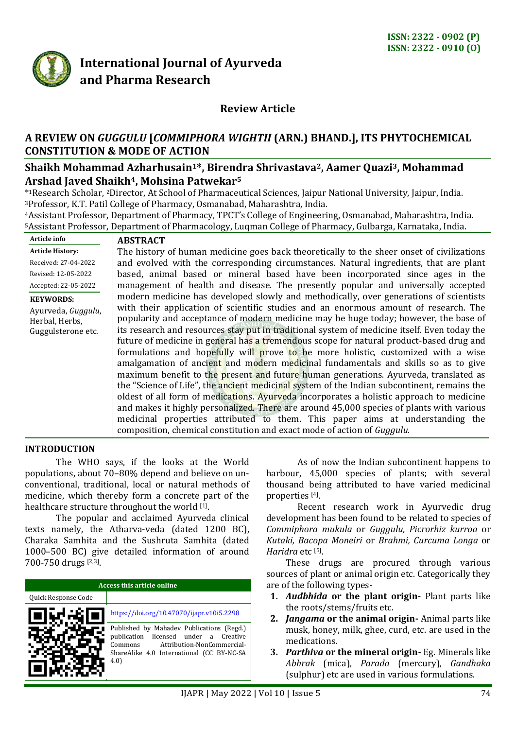ISSN: 2322 - 0902 (P)
ISSN: 2322 - 0910 (O)

# International Journal of Ayurveda and Pharma Research

**Review Article**

## A REVIEW ON *GUGGULU* [*COMMIPHORA WIGHTII* (ARN.) BHAND.], ITS PHYTOCHEMICAL CONSTITUTION & MODE OF ACTION

**Shaikh Mohammad Azharhusain[1]*, Birendra Shrivastava[2], Aamer Quazi[3], Mohammad Arshad Javed Shaikh[4], Mohsina Patwekar[5]**

*[1]Research Scholar, [2]Director, At School of Pharmaceutical Sciences, Jaipur National University, Jaipur, India.
[3]Professor, K.T. Patil College of Pharmacy, Osmanabad, Maharashtra, India.
[4]Assistant Professor, Department of Pharmacy, TPCT's College of Engineering, Osmanabad, Maharashtra, India.
[5]Assistant Professor, Department of Pharmacology, Luqman College of Pharmacy, Gulbarga, Karnataka, India.

**Article info**

**Article History:**
Received: 27-04-2022
Revised: 12-05-2022
Accepted: 22-05-2022

**KEYWORDS:**
Ayurveda, *Guggulu*, Herbal, Herbs, Guggulsterone etc.

**ABSTRACT**

The history of human medicine goes back theoretically to the sheer onset of civilizations and evolved with the corresponding circumstances. Natural ingredients, that are plant based, animal based or mineral based have been incorporated since ages in the management of health and disease. The presently popular and universally accepted modern medicine has developed slowly and methodically, over generations of scientists with their application of scientific studies and an enormous amount of research. The popularity and acceptance of modern medicine may be huge today; however, the base of its research and resources stay put in traditional system of medicine itself. Even today the future of medicine in general has a tremendous scope for natural product-based drug and formulations and hopefully will prove to be more holistic, customized with a wise amalgamation of ancient and modern medicinal fundamentals and skills so as to give maximum benefit to the present and future human generations. Ayurveda, translated as the "Science of Life", the ancient medicinal system of the Indian subcontinent, remains the oldest of all form of medications. Ayurveda incorporates a holistic approach to medicine and makes it highly personalized. There are around 45,000 species of plants with various medicinal properties attributed to them. This paper aims at understanding the composition, chemical constitution and exact mode of action of *Guggulu*.

## INTRODUCTION

The WHO says, if the looks at the World populations, about 70–80% depend and believe on un-conventional, traditional, local or natural methods of medicine, which thereby form a concrete part of the healthcare structure throughout the world [1].

The popular and acclaimed Ayurveda clinical texts namely, the Atharva-veda (dated 1200 BC), Charaka Samhita and the Sushruta Samhita (dated 1000–500 BC) give detailed information of around 700-750 drugs [2,3].

| Access this article online | |
|---|---|
| Quick Response Code | |
| | https://doi.org/10.47070/ijapr.v10i5.2298 |
| | Published by Mahadev Publications (Regd.) publication licensed under a Creative Commons Attribution-NonCommercial-ShareAlike 4.0 International (CC BY-NC-SA 4.0) |

As of now the Indian subcontinent happens to harbour, 45,000 species of plants; with several thousand being attributed to have varied medicinal properties [4].

Recent research work in Ayurvedic drug development has been found to be related to species of *Commiphora mukula* or *Guggulu, Picrorhiz kurroa* or *Kutaki, Bacopa Moneiri* or *Brahmi, Curcuma Longa* or *Haridra* etc [5].

These drugs are procured through various sources of plant or animal origin etc. Categorically they are of the following types-

1. ***Audbhida* or the plant origin-** Plant parts like the roots/stems/fruits etc.
2. ***Jangama* or the animal origin-** Animal parts like musk, honey, milk, ghee, curd, etc. are used in the medications.
3. ***Parthiva* or the mineral origin-** Eg. Minerals like *Abhrak* (mica), *Parada* (mercury), *Gandhaka* (sulphur) etc are used in various formulations.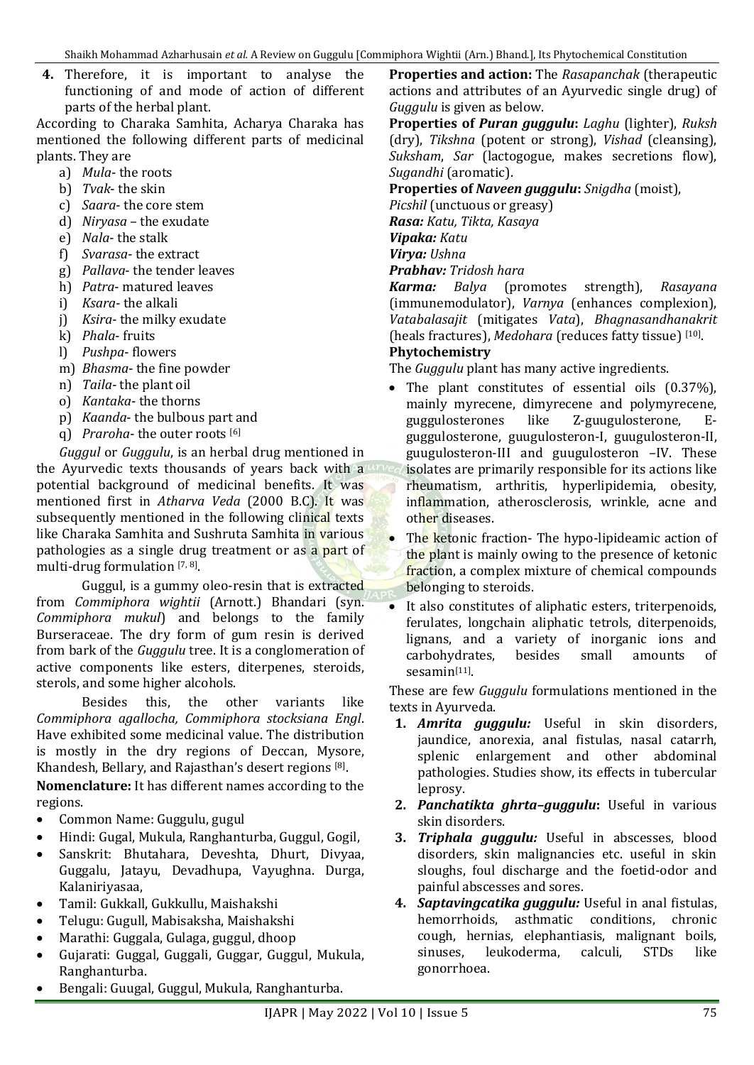4. Therefore, it is important to analyse the functioning of and mode of action of different parts of the herbal plant.

According to Charaka Samhita, Acharya Charaka has mentioned the following different parts of medicinal plants. They are

a) *Mula*- the roots
b) *Tvak*- the skin
c) *Saara*- the core stem
d) *Niryasa* – the exudate
e) *Nala*- the stalk
f) *Svarasa*- the extract
g) *Pallava*- the tender leaves
h) *Patra*- matured leaves
i) *Ksara*- the alkali
j) *Ksira*- the milky exudate
k) *Phala*- fruits
l) *Pushpa*- flowers
m) *Bhasma*- the fine powder
n) *Taila*- the plant oil
o) *Kantaka*- the thorns
p) *Kaanda*- the bulbous part and
q) *Praroha*- the outer roots [6]

*Guggul* or *Guggulu*, is an herbal drug mentioned in the Ayurvedic texts thousands of years back with a potential background of medicinal benefits. It was mentioned first in *Atharva Veda* (2000 B.C). It was subsequently mentioned in the following clinical texts like Charaka Samhita and Sushruta Samhita in various pathologies as a single drug treatment or as a part of multi-drug formulation [7, 8].

Guggul, is a gummy oleo-resin that is extracted from *Commiphora wightii* (Arnott.) Bhandari (syn. *Commiphora mukul*) and belongs to the family Burseraceae. The dry form of gum resin is derived from bark of the *Guggulu* tree. It is a conglomeration of active components like esters, diterpenes, steroids, sterols, and some higher alcohols.

Besides this, the other variants like *Commiphora agallocha, Commiphora stocksiana Engl*. Have exhibited some medicinal value. The distribution is mostly in the dry regions of Deccan, Mysore, Khandesh, Bellary, and Rajasthan's desert regions [8].

**Nomenclature:** It has different names according to the regions.

- Common Name: Guggulu, gugul
- Hindi: Gugal, Mukula, Ranghanturba, Guggul, Gogil,
- Sanskrit: Bhutahara, Deveshta, Dhurt, Divyaa, Guggalu, Jatayu, Devadhupa, Vayughna. Durga, Kalaniriyasaa,
- Tamil: Gukkall, Gukkullu, Maishakshi
- Telugu: Gugull, Mabisaksha, Maishakshi
- Marathi: Guggala, Gulaga, guggul, dhoop
- Gujarati: Guggal, Guggali, Guggar, Guggul, Mukula, Ranghanturba.
- Bengali: Guugal, Guggul, Mukula, Ranghanturba.

**Properties and action:** The *Rasapanchak* (therapeutic actions and attributes of an Ayurvedic single drug) of *Guggulu* is given as below.

**Properties of *Puran guggulu*:** *Laghu* (lighter), *Ruksh* (dry), *Tikshna* (potent or strong), *Vishad* (cleansing), *Suksham*, *Sar* (lactogogue, makes secretions flow), *Sugandhi* (aromatic).

**Properties of *Naveen guggulu*:** *Snigdha* (moist), *Picshil* (unctuous or greasy)

***Rasa:*** *Katu, Tikta, Kasaya*

***Vipaka:*** *Katu*

***Virya:*** *Ushna*

***Prabhav:*** *Tridosh hara*

***Karma:*** *Balya* (promotes strength), *Rasayana* (immunemodulator), *Varnya* (enhances complexion), *Vatabalasajit* (mitigates *Vata*), *Bhagnasandhanakrit* (heals fractures), *Medohara* (reduces fatty tissue) [10].

**Phytochemistry**

The *Guggulu* plant has many active ingredients.

- The plant constitutes of essential oils (0.37%), mainly myrecene, dimyrecene and polymyrecene, guggulosterones like Z-guugulosterone, E-guggulosterone, guugulosteron-I, guugulosteron-II, guugulosteron-III and guugulosteron –IV. These isolates are primarily responsible for its actions like rheumatism, arthritis, hyperlipidemia, obesity, inflammation, atherosclerosis, wrinkle, acne and other diseases.
- The ketonic fraction- The hypo-lipideamic action of the plant is mainly owing to the presence of ketonic fraction, a complex mixture of chemical compounds belonging to steroids.
- It also constitutes of aliphatic esters, triterpenoids, ferulates, longchain aliphatic tetrols, diterpenoids, lignans, and a variety of inorganic ions and carbohydrates, besides small amounts of sesamin[11].

These are few *Guggulu* formulations mentioned in the texts in Ayurveda.

1. ***Amrita guggulu:*** Useful in skin disorders, jaundice, anorexia, anal fistulas, nasal catarrh, splenic enlargement and other abdominal pathologies. Studies show, its effects in tubercular leprosy.
2. ***Panchatikta ghrta–guggulu*:** Useful in various skin disorders.
3. ***Triphala guggulu:*** Useful in abscesses, blood disorders, skin malignancies etc. useful in skin sloughs, foul discharge and the foetid-odor and painful abscesses and sores.
4. ***Saptavingcatika guggulu:*** Useful in anal fistulas, hemorrhoids, asthmatic conditions, chronic cough, hernias, elephantiasis, malignant boils, sinuses, leukoderma, calculi, STDs like gonorrhoea.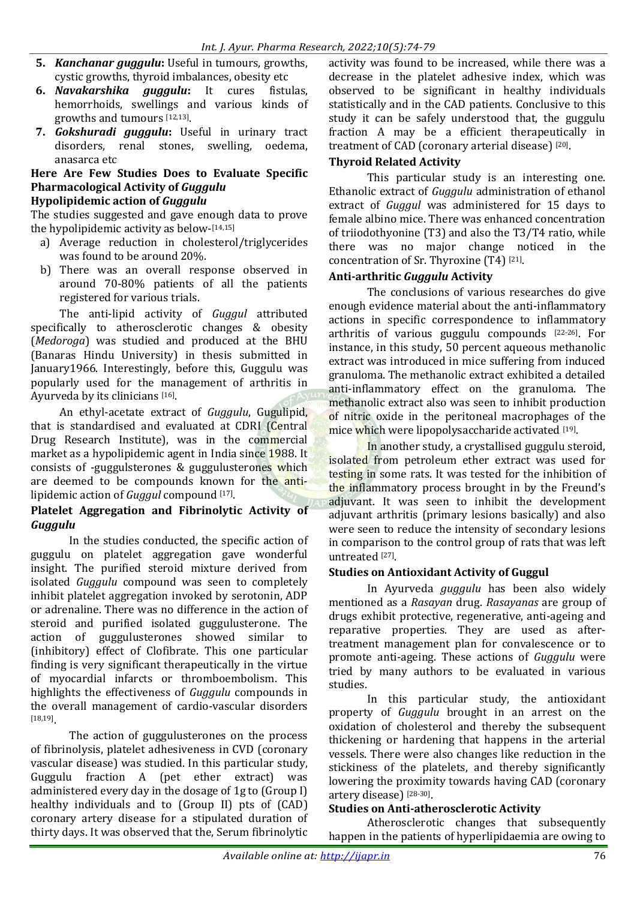5. ***Kanchanar guggulu*:** Useful in tumours, growths, cystic growths, thyroid imbalances, obesity etc
6. ***Navakarshika guggulu*:** It cures fistulas, hemorrhoids, swellings and various kinds of growths and tumours [12,13].
7. ***Gokshuradi guggulu*:** Useful in urinary tract disorders, renal stones, swelling, oedema, anasarca etc

### Here Are Few Studies Does to Evaluate Specific Pharmacological Activity of *Guggulu*

### Hypolipidemic action of *Guggulu*

The studies suggested and gave enough data to prove the hypolipidemic activity as below-[14,15]

a) Average reduction in cholesterol/triglycerides was found to be around 20%.
b) There was an overall response observed in around 70-80% patients of all the patients registered for various trials.

The anti-lipid activity of *Guggul* attributed specifically to atherosclerotic changes & obesity (*Medoroga*) was studied and produced at the BHU (Banaras Hindu University) in thesis submitted in January1966. Interestingly, before this, Guggulu was popularly used for the management of arthritis in Ayurveda by its clinicians [16].

An ethyl-acetate extract of *Guggulu*, Gugulipid, that is standardised and evaluated at CDRI (Central Drug Research Institute), was in the commercial market as a hypolipidemic agent in India since 1988. It consists of -guggulsterones & guggulusterones which are deemed to be compounds known for the anti-lipidemic action of *Guggul* compound [17].

### Platelet Aggregation and Fibrinolytic Activity of *Guggulu*

In the studies conducted, the specific action of guggulu on platelet aggregation gave wonderful insight. The purified steroid mixture derived from isolated *Guggulu* compound was seen to completely inhibit platelet aggregation invoked by serotonin, ADP or adrenaline. There was no difference in the action of steroid and purified isolated guggulusterone. The action of guggulusterones showed similar to (inhibitory) effect of Clofibrate. This one particular finding is very significant therapeutically in the virtue of myocardial infarcts or thromboembolism. This highlights the effectiveness of *Guggulu* compounds in the overall management of cardio-vascular disorders [18,19].

The action of guggulusterones on the process of fibrinolysis, platelet adhesiveness in CVD (coronary vascular disease) was studied. In this particular study, Guggulu fraction A (pet ether extract) was administered every day in the dosage of 1g to (Group I) healthy individuals and to (Group II) pts of (CAD) coronary artery disease for a stipulated duration of thirty days. It was observed that the, Serum fibrinolytic activity was found to be increased, while there was a decrease in the platelet adhesive index, which was observed to be significant in healthy individuals statistically and in the CAD patients. Conclusive to this study it can be safely understood that, the guggulu fraction A may be a efficient therapeutically in treatment of CAD (coronary arterial disease) [20].

### Thyroid Related Activity

This particular study is an interesting one. Ethanolic extract of *Guggulu* administration of ethanol extract of *Guggul* was administered for 15 days to female albino mice. There was enhanced concentration of triiodothyonine (T3) and also the T3/T4 ratio, while there was no major change noticed in the concentration of Sr. Thyroxine (T4) [21].

### Anti-arthritic *Guggulu* Activity

The conclusions of various researches do give enough evidence material about the anti-inflammatory actions in specific correspondence to inflammatory arthritis of various guggulu compounds [22-26]. For instance, in this study, 50 percent aqueous methanolic extract was introduced in mice suffering from induced granuloma. The methanolic extract exhibited a detailed anti-inflammatory effect on the granuloma. The methanolic extract also was seen to inhibit production of nitric oxide in the peritoneal macrophages of the mice which were lipopolysaccharide activated [19].

In another study, a crystallised guggulu steroid, isolated from petroleum ether extract was used for testing in some rats. It was tested for the inhibition of the inflammatory process brought in by the Freund's adjuvant. It was seen to inhibit the development adjuvant arthritis (primary lesions basically) and also were seen to reduce the intensity of secondary lesions in comparison to the control group of rats that was left untreated [27].

### Studies on Antioxidant Activity of Guggul

In Ayurveda *guggulu* has been also widely mentioned as a *Rasayan* drug. *Rasayanas* are group of drugs exhibit protective, regenerative, anti-ageing and reparative properties. They are used as after-treatment management plan for convalescence or to promote anti-ageing. These actions of *Guggulu* were tried by many authors to be evaluated in various studies.

In this particular study, the antioxidant property of *Guggulu* brought in an arrest on the oxidation of cholesterol and thereby the subsequent thickening or hardening that happens in the arterial vessels. There were also changes like reduction in the stickiness of the platelets, and thereby significantly lowering the proximity towards having CAD (coronary artery disease) [28-30].

### Studies on Anti-atherosclerotic Activity

Atherosclerotic changes that subsequently happen in the patients of hyperlipidaemia are owing to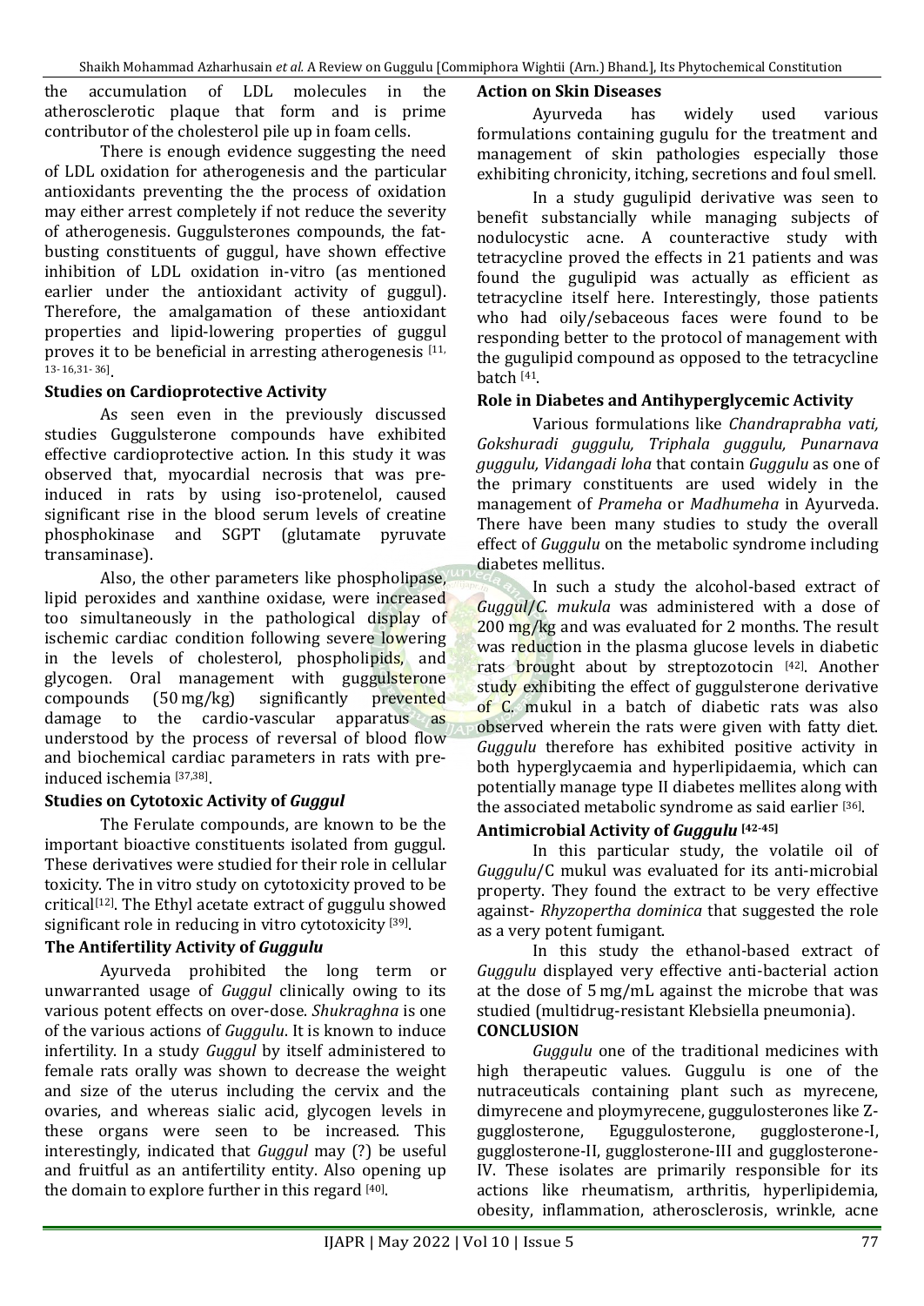the accumulation of LDL molecules in the atherosclerotic plaque that form and is prime contributor of the cholesterol pile up in foam cells.

There is enough evidence suggesting the need of LDL oxidation for atherogenesis and the particular antioxidants preventing the the process of oxidation may either arrest completely if not reduce the severity of atherogenesis. Guggulsterones compounds, the fat-busting constituents of guggul, have shown effective inhibition of LDL oxidation in-vitro (as mentioned earlier under the antioxidant activity of guggul). Therefore, the amalgamation of these antioxidant properties and lipid-lowering properties of guggul proves it to be beneficial in arresting atherogenesis [11, 13-16,31-36].

### Studies on Cardioprotective Activity

As seen even in the previously discussed studies Guggulsterone compounds have exhibited effective cardioprotective action. In this study it was observed that, myocardial necrosis that was pre-induced in rats by using iso-protenelol, caused significant rise in the blood serum levels of creatine phosphokinase and SGPT (glutamate pyruvate transaminase).

Also, the other parameters like phospholipase, lipid peroxides and xanthine oxidase, were increased too simultaneously in the pathological display of ischemic cardiac condition following severe lowering in the levels of cholesterol, phospholipids, and glycogen. Oral management with guggulsterone compounds (50 mg/kg) significantly prevented damage to the cardio-vascular apparatus as understood by the process of reversal of blood flow and biochemical cardiac parameters in rats with pre-induced ischemia [37,38].

### Studies on Cytotoxic Activity of *Guggul*

The Ferulate compounds, are known to be the important bioactive constituents isolated from guggul. These derivatives were studied for their role in cellular toxicity. The in vitro study on cytotoxicity proved to be critical[12]. The Ethyl acetate extract of guggulu showed significant role in reducing in vitro cytotoxicity [39].

### The Antifertility Activity of *Guggulu*

Ayurveda prohibited the long term or unwarranted usage of *Guggul* clinically owing to its various potent effects on over-dose. *Shukraghna* is one of the various actions of *Guggulu*. It is known to induce infertility. In a study *Guggul* by itself administered to female rats orally was shown to decrease the weight and size of the uterus including the cervix and the ovaries, and whereas sialic acid, glycogen levels in these organs were seen to be increased. This interestingly, indicated that *Guggul* may (?) be useful and fruitful as an antifertility entity. Also opening up the domain to explore further in this regard [40].

### Action on Skin Diseases

Ayurveda has widely used various formulations containing gugulu for the treatment and management of skin pathologies especially those exhibiting chronicity, itching, secretions and foul smell.

In a study gugulipid derivative was seen to benefit substancially while managing subjects of nodulocystic acne. A counteractive study with tetracycline proved the effects in 21 patients and was found the gugulipid was actually as efficient as tetracycline itself here. Interestingly, those patients who had oily/sebaceous faces were found to be responding better to the protocol of management with the gugulipid compound as opposed to the tetracycline batch [41].

### Role in Diabetes and Antihyperglycemic Activity

Various formulations like *Chandraprabha vati, Gokshuradi guggulu, Triphala guggulu, Punarnava guggulu, Vidangadi loha* that contain *Guggulu* as one of the primary constituents are used widely in the management of *Prameha* or *Madhumeha* in Ayurveda. There have been many studies to study the overall effect of *Guggulu* on the metabolic syndrome including diabetes mellitus.

In such a study the alcohol-based extract of *Guggul*/*C. mukula* was administered with a dose of 200 mg/kg and was evaluated for 2 months. The result was reduction in the plasma glucose levels in diabetic rats brought about by streptozotocin [42]. Another study exhibiting the effect of guggulsterone derivative of C. mukul in a batch of diabetic rats was also observed wherein the rats were given with fatty diet. *Guggulu* therefore has exhibited positive activity in both hyperglycaemia and hyperlipidaemia, which can potentially manage type II diabetes mellites along with the associated metabolic syndrome as said earlier [36].

### Antimicrobial Activity of *Guggulu* [42-45]

In this particular study, the volatile oil of *Guggulu*/C mukul was evaluated for its anti-microbial property. They found the extract to be very effective against- *Rhyzopertha dominica* that suggested the role as a very potent fumigant.

In this study the ethanol-based extract of *Guggulu* displayed very effective anti-bacterial action at the dose of 5 mg/mL against the microbe that was studied (multidrug-resistant Klebsiella pneumonia).

## CONCLUSION

*Guggulu* one of the traditional medicines with high therapeutic values. Guggulu is one of the nutraceuticals containing plant such as myrecene, dimyrecene and ploymyrecene, guggulosterones like Z-gugglosterone, Eguggulosterone, gugglosterone-I, gugglosterone-II, gugglosterone-III and gugglosterone-IV. These isolates are primarily responsible for its actions like rheumatism, arthritis, hyperlipidemia, obesity, inflammation, atherosclerosis, wrinkle, acne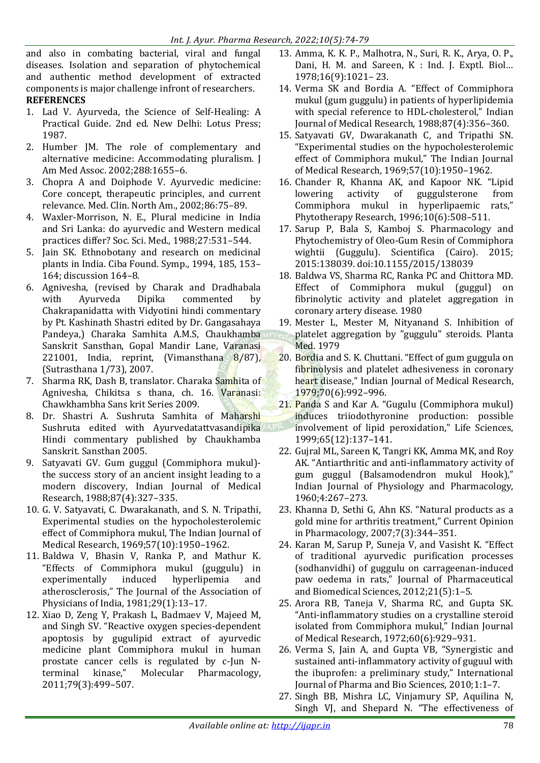and also in combating bacterial, viral and fungal diseases. Isolation and separation of phytochemical and authentic method development of extracted components is major challenge infront of researchers.

**REFERENCES**

1. Lad V. Ayurveda, the Science of Self-Healing: A Practical Guide. 2nd ed. New Delhi: Lotus Press; 1987.
2. Humber JM. The role of complementary and alternative medicine: Accommodating pluralism. J Am Med Assoc. 2002;288:1655–6.
3. Chopra A and Doiphode V. Ayurvedic medicine: Core concept, therapeutic principles, and current relevance. Med. Clin. North Am., 2002;86:75–89.
4. Waxler-Morrison, N. E., Plural medicine in India and Sri Lanka: do ayurvedic and Western medical practices differ? Soc. Sci. Med., 1988;27:531–544.
5. Jain SK. Ethnobotany and research on medicinal plants in India. Ciba Found. Symp., 1994, 185, 153–164; discussion 164–8.
6. Agnivesha, (revised by Charak and Dradhabala with Ayurveda Dipika commented by Chakrapanidatta with Vidyotini hindi commentary by Pt. Kashinath Shastri edited by Dr. Gangasahaya Pandeya,) Charaka Samhita A.M.S, Chaukhamba Sanskrit Sansthan, Gopal Mandir Lane, Varanasi 221001, India, reprint, (Vimansthana 8/87), (Sutrasthana 1/73), 2007.
7. Sharma RK, Dash B, translator. Charaka Samhita of Agnivesha, Chikitsa s thana, ch. 16. Varanasi: Chawkhambha Sans krit Series 2009.
8. Dr. Shastri A. Sushruta Samhita of Maharshi Sushruta edited with Ayurvedatattvasandipika Hindi commentary published by Chaukhamba Sanskrit. Sansthan 2005.
9. Satyavati GV. Gum guggul (Commiphora mukul)-the success story of an ancient insight leading to a modern discovery, Indian Journal of Medical Research, 1988;87(4):327–335.
10. G. V. Satyavati, C. Dwarakanath, and S. N. Tripathi, Experimental studies on the hypocholesterolemic effect of Commiphora mukul, The Indian Journal of Medical Research, 1969;57(10):1950–1962.
11. Baldwa V, Bhasin V, Ranka P, and Mathur K. "Effects of Commiphora mukul (guggulu) in experimentally induced hyperlipemia and atherosclerosis," The Journal of the Association of Physicians of India, 1981;29(1):13–17.
12. Xiao D, Zeng Y, Prakash L, Badmaev V, Majeed M, and Singh SV. "Reactive oxygen species-dependent apoptosis by gugulipid extract of ayurvedic medicine plant Commiphora mukul in human prostate cancer cells is regulated by c-Jun N-terminal kinase," Molecular Pharmacology, 2011;79(3):499–507.
13. Amma, K. K. P., Malhotra, N., Suri, R. K., Arya, O. P., Dani, H. M. and Sareen, K : Ind. J. Exptl. Biol… 1978;16(9):1021– 23.
14. Verma SK and Bordia A. "Effect of Commiphora mukul (gum guggulu) in patients of hyperlipidemia with special reference to HDL-cholesterol," Indian Journal of Medical Research, 1988;87(4):356–360.
15. Satyavati GV, Dwarakanath C, and Tripathi SN. "Experimental studies on the hypocholesterolemic effect of Commiphora mukul," The Indian Journal of Medical Research, 1969;57(10):1950–1962.
16. Chander R, Khanna AK, and Kapoor NK. "Lipid lowering activity of guggulsterone from Commiphora mukul in hyperlipaemic rats," Phytotherapy Research, 1996;10(6):508–511.
17. Sarup P, Bala S, Kamboj S. Pharmacology and Phytochemistry of Oleo-Gum Resin of Commiphora wightii (Guggulu). Scientifica (Cairo). 2015; 2015:138039. doi:10.1155/2015/138039
18. Baldwa VS, Sharma RC, Ranka PC and Chittora MD. Effect of Commiphora mukul (guggul) on fibrinolytic activity and platelet aggregation in coronary artery disease. 1980
19. Mester L, Mester M, Nityanand S. Inhibition of platelet aggregation by "guggulu" steroids. Planta Med. 1979
20. Bordia and S. K. Chuttani. "Effect of gum guggula on fibrinolysis and platelet adhesiveness in coronary heart disease," Indian Journal of Medical Research, 1979;70(6):992–996.
21. Panda S and Kar A. "Gugulu (Commiphora mukul) induces triiodothyronine production: possible involvement of lipid peroxidation," Life Sciences, 1999;65(12):137–141.
22. Gujral ML, Sareen K, Tangri KK, Amma MK, and Roy AK. "Antiarthritic and anti-inflammatory activity of gum guggul (Balsamodendron mukul Hook)," Indian Journal of Physiology and Pharmacology, 1960;4:267–273.
23. Khanna D, Sethi G, Ahn KS. "Natural products as a gold mine for arthritis treatment," Current Opinion in Pharmacology, 2007;7(3):344–351.
24. Karan M, Sarup P, Suneja V, and Vasisht K. "Effect of traditional ayurvedic purification processes (sodhanvidhi) of guggulu on carrageenan-induced paw oedema in rats," Journal of Pharmaceutical and Biomedical Sciences, 2012;21(5):1–5.
25. Arora RB, Taneja V, Sharma RC, and Gupta SK. "Anti-inflammatory studies on a crystalline steroid isolated from Commiphora mukul," Indian Journal of Medical Research, 1972;60(6):929–931.
26. Verma S, Jain A, and Gupta VB, "Synergistic and sustained anti-inflammatory activity of guguul with the ibuprofen: a preliminary study," International Journal of Pharma and Bio Sciences, 2010;1:1–7.
27. Singh BB, Mishra LC, Vinjamury SP, Aquilina N, Singh VJ, and Shepard N. "The effectiveness of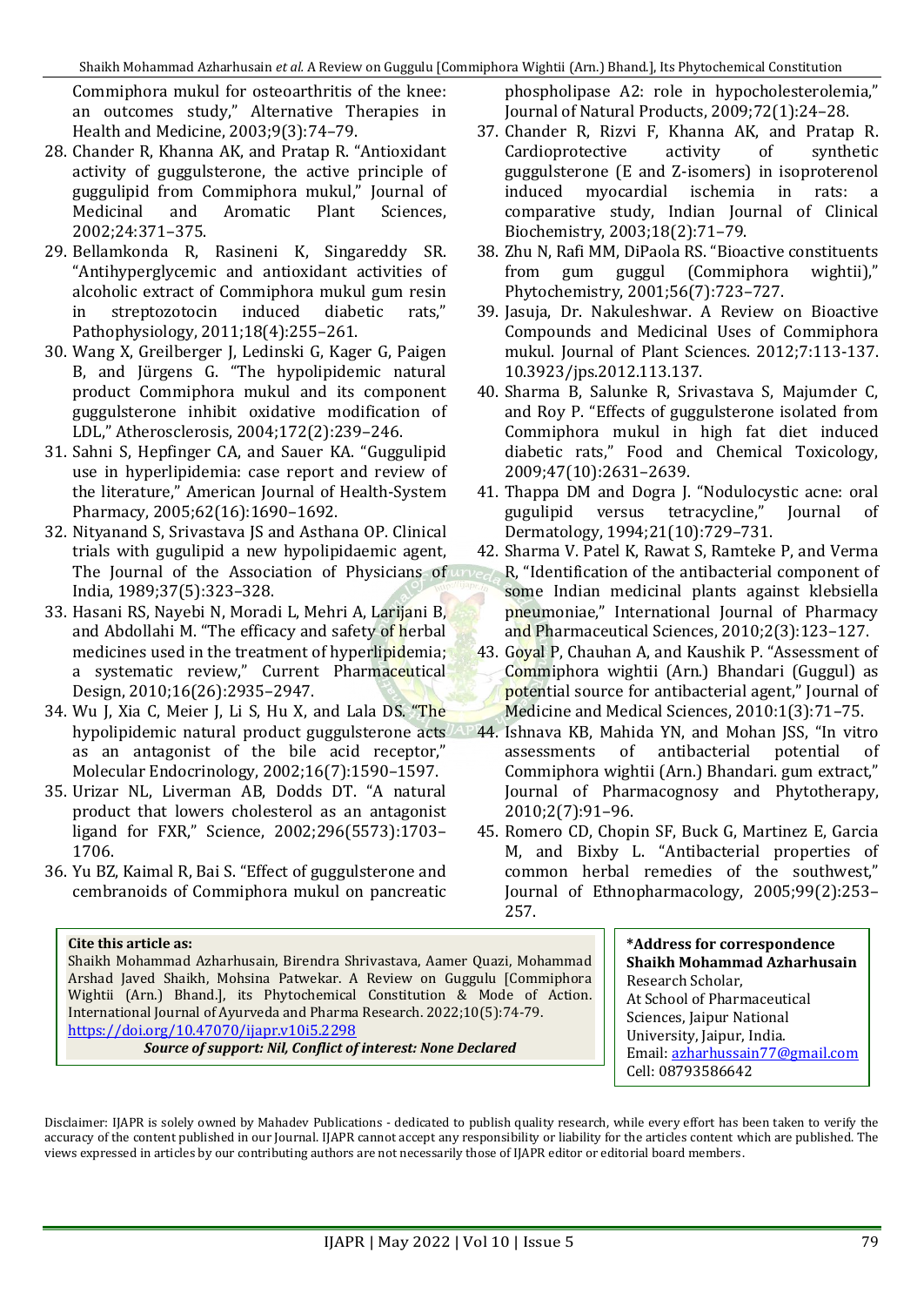Commiphora mukul for osteoarthritis of the knee: an outcomes study," Alternative Therapies in Health and Medicine, 2003;9(3):74–79.

28. Chander R, Khanna AK, and Pratap R. "Antioxidant activity of guggulsterone, the active principle of guggulipid from Commiphora mukul," Journal of Medicinal and Aromatic Plant Sciences, 2002;24:371–375.
29. Bellamkonda R, Rasineni K, Singareddy SR. "Antihyperglycemic and antioxidant activities of alcoholic extract of Commiphora mukul gum resin in streptozotocin induced diabetic rats," Pathophysiology, 2011;18(4):255–261.
30. Wang X, Greilberger J, Ledinski G, Kager G, Paigen B, and Jürgens G. "The hypolipidemic natural product Commiphora mukul and its component guggulsterone inhibit oxidative modification of LDL," Atherosclerosis, 2004;172(2):239–246.
31. Sahni S, Hepfinger CA, and Sauer KA. "Guggulipid use in hyperlipidemia: case report and review of the literature," American Journal of Health-System Pharmacy, 2005;62(16):1690–1692.
32. Nityanand S, Srivastava JS and Asthana OP. Clinical trials with gugulipid a new hypolipidaemic agent, The Journal of the Association of Physicians of India, 1989;37(5):323–328.
33. Hasani RS, Nayebi N, Moradi L, Mehri A, Larijani B, and Abdollahi M. "The efficacy and safety of herbal medicines used in the treatment of hyperlipidemia; a systematic review," Current Pharmaceutical Design, 2010;16(26):2935–2947.
34. Wu J, Xia C, Meier J, Li S, Hu X, and Lala DS. "The hypolipidemic natural product guggulsterone acts as an antagonist of the bile acid receptor," Molecular Endocrinology, 2002;16(7):1590–1597.
35. Urizar NL, Liverman AB, Dodds DT. "A natural product that lowers cholesterol as an antagonist ligand for FXR," Science, 2002;296(5573):1703–1706.
36. Yu BZ, Kaimal R, Bai S. "Effect of guggulsterone and cembranoids of Commiphora mukul on pancreatic phospholipase A2: role in hypocholesterolemia," Journal of Natural Products, 2009;72(1):24–28.
37. Chander R, Rizvi F, Khanna AK, and Pratap R. Cardioprotective activity of synthetic guggulsterone (E and Z-isomers) in isoproterenol induced myocardial ischemia in rats: a comparative study, Indian Journal of Clinical Biochemistry, 2003;18(2):71–79.
38. Zhu N, Rafi MM, DiPaola RS. "Bioactive constituents from gum guggul (Commiphora wightii)," Phytochemistry, 2001;56(7):723–727.
39. Jasuja, Dr. Nakuleshwar. A Review on Bioactive Compounds and Medicinal Uses of Commiphora mukul. Journal of Plant Sciences. 2012;7:113-137. 10.3923/jps.2012.113.137.
40. Sharma B, Salunke R, Srivastava S, Majumder C, and Roy P. "Effects of guggulsterone isolated from Commiphora mukul in high fat diet induced diabetic rats," Food and Chemical Toxicology, 2009;47(10):2631–2639.
41. Thappa DM and Dogra J. "Nodulocystic acne: oral gugulipid versus tetracycline," Journal of Dermatology, 1994;21(10):729–731.
42. Sharma V. Patel K, Rawat S, Ramteke P, and Verma R, "Identification of the antibacterial component of some Indian medicinal plants against klebsiella pneumoniae," International Journal of Pharmacy and Pharmaceutical Sciences, 2010;2(3):123–127.
43. Goyal P, Chauhan A, and Kaushik P. "Assessment of Commiphora wightii (Arn.) Bhandari (Guggul) as potential source for antibacterial agent," Journal of Medicine and Medical Sciences, 2010:1(3):71–75.
44. Ishnava KB, Mahida YN, and Mohan JSS, "In vitro assessments of antibacterial potential of Commiphora wightii (Arn.) Bhandari. gum extract," Journal of Pharmacognosy and Phytotherapy, 2010;2(7):91–96.
45. Romero CD, Chopin SF, Buck G, Martinez E, Garcia M, and Bixby L. "Antibacterial properties of common herbal remedies of the southwest," Journal of Ethnopharmacology, 2005;99(2):253–257.

**Cite this article as:**
Shaikh Mohammad Azharhusain, Birendra Shrivastava, Aamer Quazi, Mohammad Arshad Javed Shaikh, Mohsina Patwekar. A Review on Guggulu [Commiphora Wightii (Arn.) Bhand.], its Phytochemical Constitution & Mode of Action. International Journal of Ayurveda and Pharma Research. 2022;10(5):74-79.
https://doi.org/10.47070/ijapr.v10i5.2298

***Source of support: Nil, Conflict of interest: None Declared***

**\*Address for correspondence**
**Shaikh Mohammad Azharhusain**
Research Scholar,
At School of Pharmaceutical Sciences, Jaipur National University, Jaipur, India.
Email: azharhussain77@gmail.com
Cell: 08793586642

Disclaimer: IJAPR is solely owned by Mahadev Publications - dedicated to publish quality research, while every effort has been taken to verify the accuracy of the content published in our Journal. IJAPR cannot accept any responsibility or liability for the articles content which are published. The views expressed in articles by our contributing authors are not necessarily those of IJAPR editor or editorial board members.